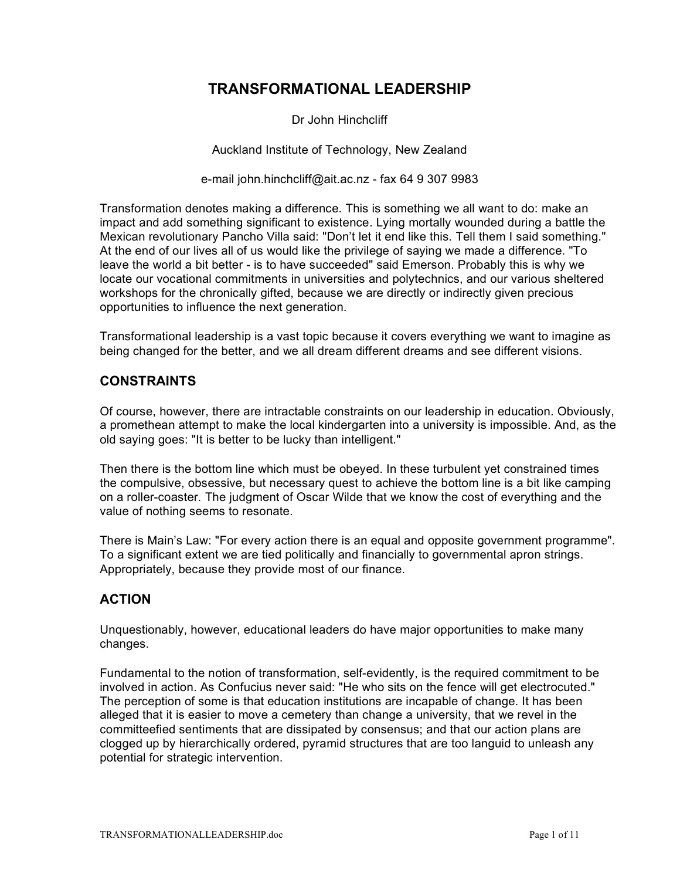# TRANSFORMATIONAL LEADERSHIP

Dr John Hinchcliff

Auckland Institute of Technology, New Zealand

e-mail john.hinchcliff@ait.ac.nz - fax 64 9 307 9983

Transformation denotes making a difference. This is something we all want to do: make an impact and add something significant to existence. Lying mortally wounded during a battle the Mexican revolutionary Pancho Villa said: "Don't let it end like this. Tell them I said something." At the end of our lives all of us would like the privilege of saying we made a difference. "To leave the world a bit better - is to have succeeded" said Emerson. Probably this is why we locate our vocational commitments in universities and polytechnics, and our various sheltered workshops for the chronically gifted, because we are directly or indirectly given precious opportunities to influence the next generation.

Transformational leadership is a vast topic because it covers everything we want to imagine as being changed for the better, and we all dream different dreams and see different visions.

## CONSTRAINTS

Of course, however, there are intractable constraints on our leadership in education. Obviously, a promethean attempt to make the local kindergarten into a university is impossible. And, as the old saying goes: "It is better to be lucky than intelligent."

Then there is the bottom line which must be obeyed. In these turbulent yet constrained times the compulsive, obsessive, but necessary quest to achieve the bottom line is a bit like camping on a roller-coaster. The judgment of Oscar Wilde that we know the cost of everything and the value of nothing seems to resonate.

There is Main's Law: "For every action there is an equal and opposite government programme". To a significant extent we are tied politically and financially to governmental apron strings. Appropriately, because they provide most of our finance.

## ACTION

Unquestionably, however, educational leaders do have major opportunities to make many changes.

Fundamental to the notion of transformation, self-evidently, is the required commitment to be involved in action. As Confucius never said: "He who sits on the fence will get electrocuted." The perception of some is that education institutions are incapable of change. It has been alleged that it is easier to move a cemetery than change a university, that we revel in the committeefied sentiments that are dissipated by consensus; and that our action plans are clogged up by hierarchically ordered, pyramid structures that are too languid to unleash any potential for strategic intervention.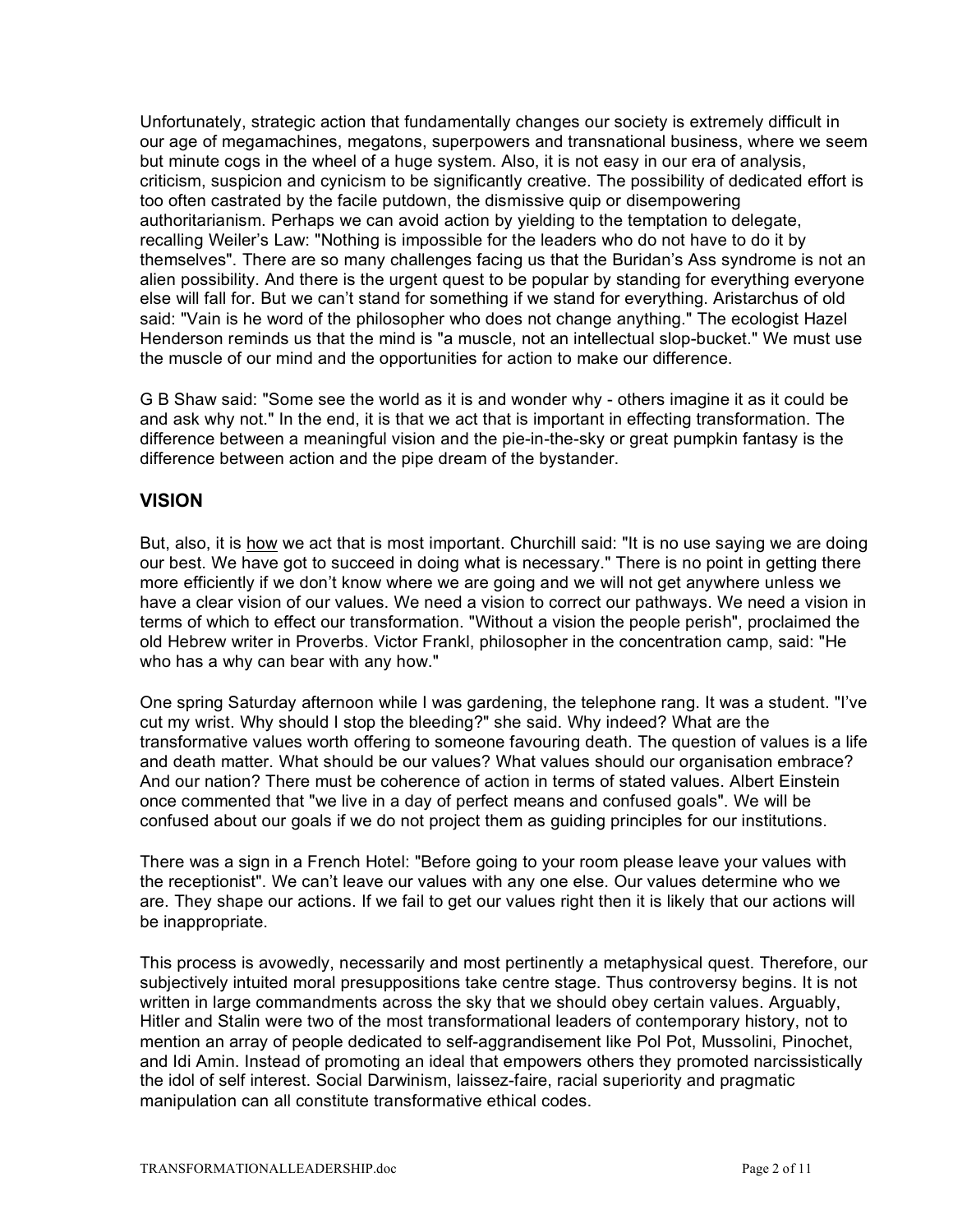Unfortunately, strategic action that fundamentally changes our society is extremely difficult in our age of megamachines, megatons, superpowers and transnational business, where we seem but minute cogs in the wheel of a huge system. Also, it is not easy in our era of analysis, criticism, suspicion and cynicism to be significantly creative. The possibility of dedicated effort is too often castrated by the facile putdown, the dismissive quip or disempowering authoritarianism. Perhaps we can avoid action by yielding to the temptation to delegate, recalling Weiler's Law: "Nothing is impossible for the leaders who do not have to do it by themselves". There are so many challenges facing us that the Buridan's Ass syndrome is not an alien possibility. And there is the urgent quest to be popular by standing for everything everyone else will fall for. But we can't stand for something if we stand for everything. Aristarchus of old said: "Vain is he word of the philosopher who does not change anything." The ecologist Hazel Henderson reminds us that the mind is "a muscle, not an intellectual slop-bucket." We must use the muscle of our mind and the opportunities for action to make our difference.

G B Shaw said: "Some see the world as it is and wonder why - others imagine it as it could be and ask why not." In the end, it is that we act that is important in effecting transformation. The difference between a meaningful vision and the pie-in-the-sky or great pumpkin fantasy is the difference between action and the pipe dream of the bystander.

## VISION

But, also, it is <u>how</u> we act that is most important. Churchill said: "It is no use saying we are doing our best. We have got to succeed in doing what is necessary." There is no point in getting there more efficiently if we don't know where we are going and we will not get anywhere unless we have a clear vision of our values. We need a vision to correct our pathways. We need a vision in terms of which to effect our transformation. "Without a vision the people perish", proclaimed the old Hebrew writer in Proverbs. Victor Frankl, philosopher in the concentration camp, said: "He who has a why can bear with any how."

One spring Saturday afternoon while I was gardening, the telephone rang. It was a student. "I've cut my wrist. Why should I stop the bleeding?" she said. Why indeed? What are the transformative values worth offering to someone favouring death. The question of values is a life and death matter. What should be our values? What values should our organisation embrace? And our nation? There must be coherence of action in terms of stated values. Albert Einstein once commented that "we live in a day of perfect means and confused goals". We will be confused about our goals if we do not project them as guiding principles for our institutions.

There was a sign in a French Hotel: "Before going to your room please leave your values with the receptionist". We can't leave our values with any one else. Our values determine who we are. They shape our actions. If we fail to get our values right then it is likely that our actions will be inappropriate.

This process is avowedly, necessarily and most pertinently a metaphysical quest. Therefore, our subjectively intuited moral presuppositions take centre stage. Thus controversy begins. It is not written in large commandments across the sky that we should obey certain values. Arguably, Hitler and Stalin were two of the most transformational leaders of contemporary history, not to mention an array of people dedicated to self-aggrandisement like Pol Pot, Mussolini, Pinochet, and Idi Amin. Instead of promoting an ideal that empowers others they promoted narcissistically the idol of self interest. Social Darwinism, laissez-faire, racial superiority and pragmatic manipulation can all constitute transformative ethical codes.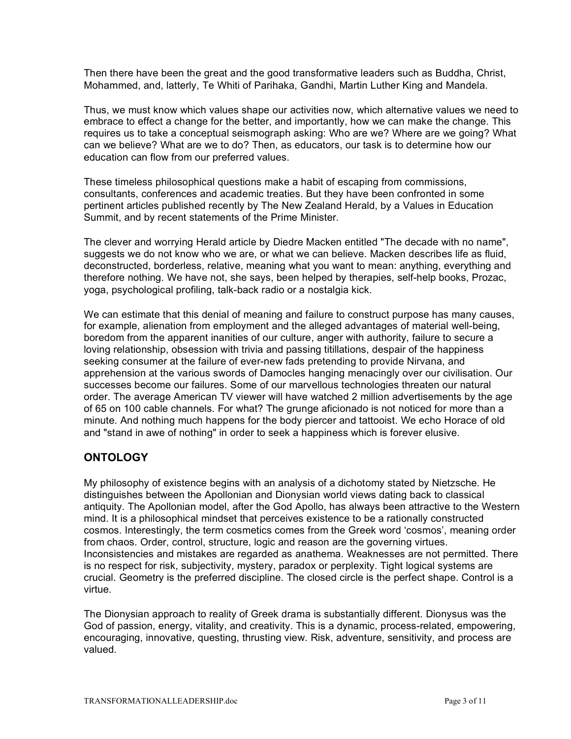Then there have been the great and the good transformative leaders such as Buddha, Christ, Mohammed, and, latterly, Te Whiti of Parihaka, Gandhi, Martin Luther King and Mandela.

Thus, we must know which values shape our activities now, which alternative values we need to embrace to effect a change for the better, and importantly, how we can make the change. This requires us to take a conceptual seismograph asking: Who are we? Where are we going? What can we believe? What are we to do? Then, as educators, our task is to determine how our education can flow from our preferred values.

These timeless philosophical questions make a habit of escaping from commissions, consultants, conferences and academic treaties. But they have been confronted in some pertinent articles published recently by The New Zealand Herald, by a Values in Education Summit, and by recent statements of the Prime Minister.

The clever and worrying Herald article by Diedre Macken entitled "The decade with no name", suggests we do not know who we are, or what we can believe. Macken describes life as fluid, deconstructed, borderless, relative, meaning what you want to mean: anything, everything and therefore nothing. We have not, she says, been helped by therapies, self-help books, Prozac, yoga, psychological profiling, talk-back radio or a nostalgia kick.

We can estimate that this denial of meaning and failure to construct purpose has many causes, for example, alienation from employment and the alleged advantages of material well-being, boredom from the apparent inanities of our culture, anger with authority, failure to secure a loving relationship, obsession with trivia and passing titillations, despair of the happiness seeking consumer at the failure of ever-new fads pretending to provide Nirvana, and apprehension at the various swords of Damocles hanging menacingly over our civilisation. Our successes become our failures. Some of our marvellous technologies threaten our natural order. The average American TV viewer will have watched 2 million advertisements by the age of 65 on 100 cable channels. For what? The grunge aficionado is not noticed for more than a minute. And nothing much happens for the body piercer and tattooist. We echo Horace of old and "stand in awe of nothing" in order to seek a happiness which is forever elusive.

## ONTOLOGY

My philosophy of existence begins with an analysis of a dichotomy stated by Nietzsche. He distinguishes between the Apollonian and Dionysian world views dating back to classical antiquity. The Apollonian model, after the God Apollo, has always been attractive to the Western mind. It is a philosophical mindset that perceives existence to be a rationally constructed cosmos. Interestingly, the term cosmetics comes from the Greek word 'cosmos', meaning order from chaos. Order, control, structure, logic and reason are the governing virtues. Inconsistencies and mistakes are regarded as anathema. Weaknesses are not permitted. There is no respect for risk, subjectivity, mystery, paradox or perplexity. Tight logical systems are crucial. Geometry is the preferred discipline. The closed circle is the perfect shape. Control is a virtue.

The Dionysian approach to reality of Greek drama is substantially different. Dionysus was the God of passion, energy, vitality, and creativity. This is a dynamic, process-related, empowering, encouraging, innovative, questing, thrusting view. Risk, adventure, sensitivity, and process are valued.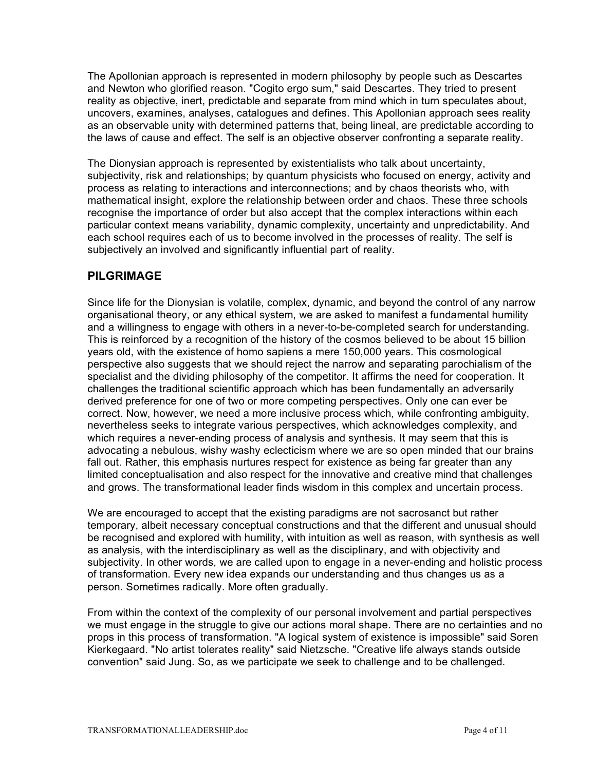The Apollonian approach is represented in modern philosophy by people such as Descartes and Newton who glorified reason. "Cogito ergo sum," said Descartes. They tried to present reality as objective, inert, predictable and separate from mind which in turn speculates about, uncovers, examines, analyses, catalogues and defines. This Apollonian approach sees reality as an observable unity with determined patterns that, being lineal, are predictable according to the laws of cause and effect. The self is an objective observer confronting a separate reality.

The Dionysian approach is represented by existentialists who talk about uncertainty, subjectivity, risk and relationships; by quantum physicists who focused on energy, activity and process as relating to interactions and interconnections; and by chaos theorists who, with mathematical insight, explore the relationship between order and chaos. These three schools recognise the importance of order but also accept that the complex interactions within each particular context means variability, dynamic complexity, uncertainty and unpredictability. And each school requires each of us to become involved in the processes of reality. The self is subjectively an involved and significantly influential part of reality.

## PILGRIMAGE

Since life for the Dionysian is volatile, complex, dynamic, and beyond the control of any narrow organisational theory, or any ethical system, we are asked to manifest a fundamental humility and a willingness to engage with others in a never-to-be-completed search for understanding. This is reinforced by a recognition of the history of the cosmos believed to be about 15 billion years old, with the existence of homo sapiens a mere 150,000 years. This cosmological perspective also suggests that we should reject the narrow and separating parochialism of the specialist and the dividing philosophy of the competitor. It affirms the need for cooperation. It challenges the traditional scientific approach which has been fundamentally an adversarily derived preference for one of two or more competing perspectives. Only one can ever be correct. Now, however, we need a more inclusive process which, while confronting ambiguity, nevertheless seeks to integrate various perspectives, which acknowledges complexity, and which requires a never-ending process of analysis and synthesis. It may seem that this is advocating a nebulous, wishy washy eclecticism where we are so open minded that our brains fall out. Rather, this emphasis nurtures respect for existence as being far greater than any limited conceptualisation and also respect for the innovative and creative mind that challenges and grows. The transformational leader finds wisdom in this complex and uncertain process.

We are encouraged to accept that the existing paradigms are not sacrosanct but rather temporary, albeit necessary conceptual constructions and that the different and unusual should be recognised and explored with humility, with intuition as well as reason, with synthesis as well as analysis, with the interdisciplinary as well as the disciplinary, and with objectivity and subjectivity. In other words, we are called upon to engage in a never-ending and holistic process of transformation. Every new idea expands our understanding and thus changes us as a person. Sometimes radically. More often gradually.

From within the context of the complexity of our personal involvement and partial perspectives we must engage in the struggle to give our actions moral shape. There are no certainties and no props in this process of transformation. "A logical system of existence is impossible" said Soren Kierkegaard. "No artist tolerates reality" said Nietzsche. "Creative life always stands outside convention" said Jung. So, as we participate we seek to challenge and to be challenged.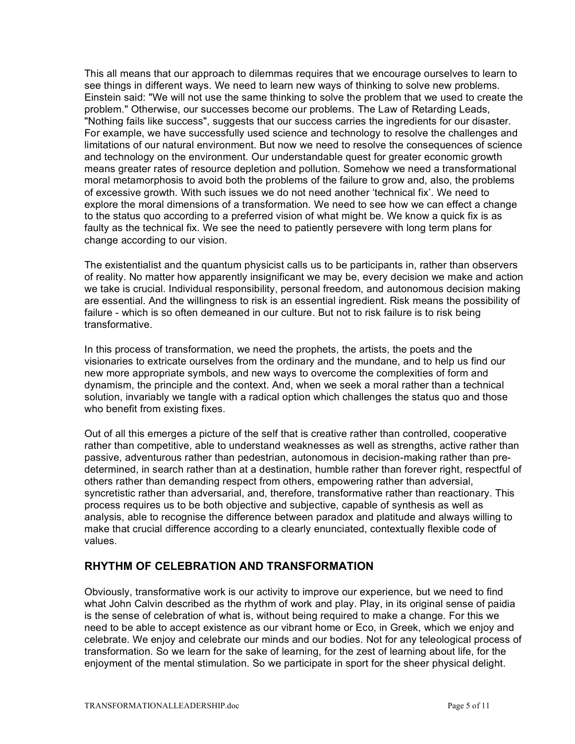This all means that our approach to dilemmas requires that we encourage ourselves to learn to see things in different ways. We need to learn new ways of thinking to solve new problems. Einstein said: "We will not use the same thinking to solve the problem that we used to create the problem." Otherwise, our successes become our problems. The Law of Retarding Leads, "Nothing fails like success", suggests that our success carries the ingredients for our disaster. For example, we have successfully used science and technology to resolve the challenges and limitations of our natural environment. But now we need to resolve the consequences of science and technology on the environment. Our understandable quest for greater economic growth means greater rates of resource depletion and pollution. Somehow we need a transformational moral metamorphosis to avoid both the problems of the failure to grow and, also, the problems of excessive growth. With such issues we do not need another 'technical fix'. We need to explore the moral dimensions of a transformation. We need to see how we can effect a change to the status quo according to a preferred vision of what might be. We know a quick fix is as faulty as the technical fix. We see the need to patiently persevere with long term plans for change according to our vision.

The existentialist and the quantum physicist calls us to be participants in, rather than observers of reality. No matter how apparently insignificant we may be, every decision we make and action we take is crucial. Individual responsibility, personal freedom, and autonomous decision making are essential. And the willingness to risk is an essential ingredient. Risk means the possibility of failure - which is so often demeaned in our culture. But not to risk failure is to risk being transformative.

In this process of transformation, we need the prophets, the artists, the poets and the visionaries to extricate ourselves from the ordinary and the mundane, and to help us find our new more appropriate symbols, and new ways to overcome the complexities of form and dynamism, the principle and the context. And, when we seek a moral rather than a technical solution, invariably we tangle with a radical option which challenges the status quo and those who benefit from existing fixes.

Out of all this emerges a picture of the self that is creative rather than controlled, cooperative rather than competitive, able to understand weaknesses as well as strengths, active rather than passive, adventurous rather than pedestrian, autonomous in decision-making rather than pre-determined, in search rather than at a destination, humble rather than forever right, respectful of others rather than demanding respect from others, empowering rather than adversial, syncretistic rather than adversarial, and, therefore, transformative rather than reactionary. This process requires us to be both objective and subjective, capable of synthesis as well as analysis, able to recognise the difference between paradox and platitude and always willing to make that crucial difference according to a clearly enunciated, contextually flexible code of values.

## RHYTHM OF CELEBRATION AND TRANSFORMATION

Obviously, transformative work is our activity to improve our experience, but we need to find what John Calvin described as the rhythm of work and play. Play, in its original sense of paidia is the sense of celebration of what is, without being required to make a change. For this we need to be able to accept existence as our vibrant home or Eco, in Greek, which we enjoy and celebrate. We enjoy and celebrate our minds and our bodies. Not for any teleological process of transformation. So we learn for the sake of learning, for the zest of learning about life, for the enjoyment of the mental stimulation. So we participate in sport for the sheer physical delight.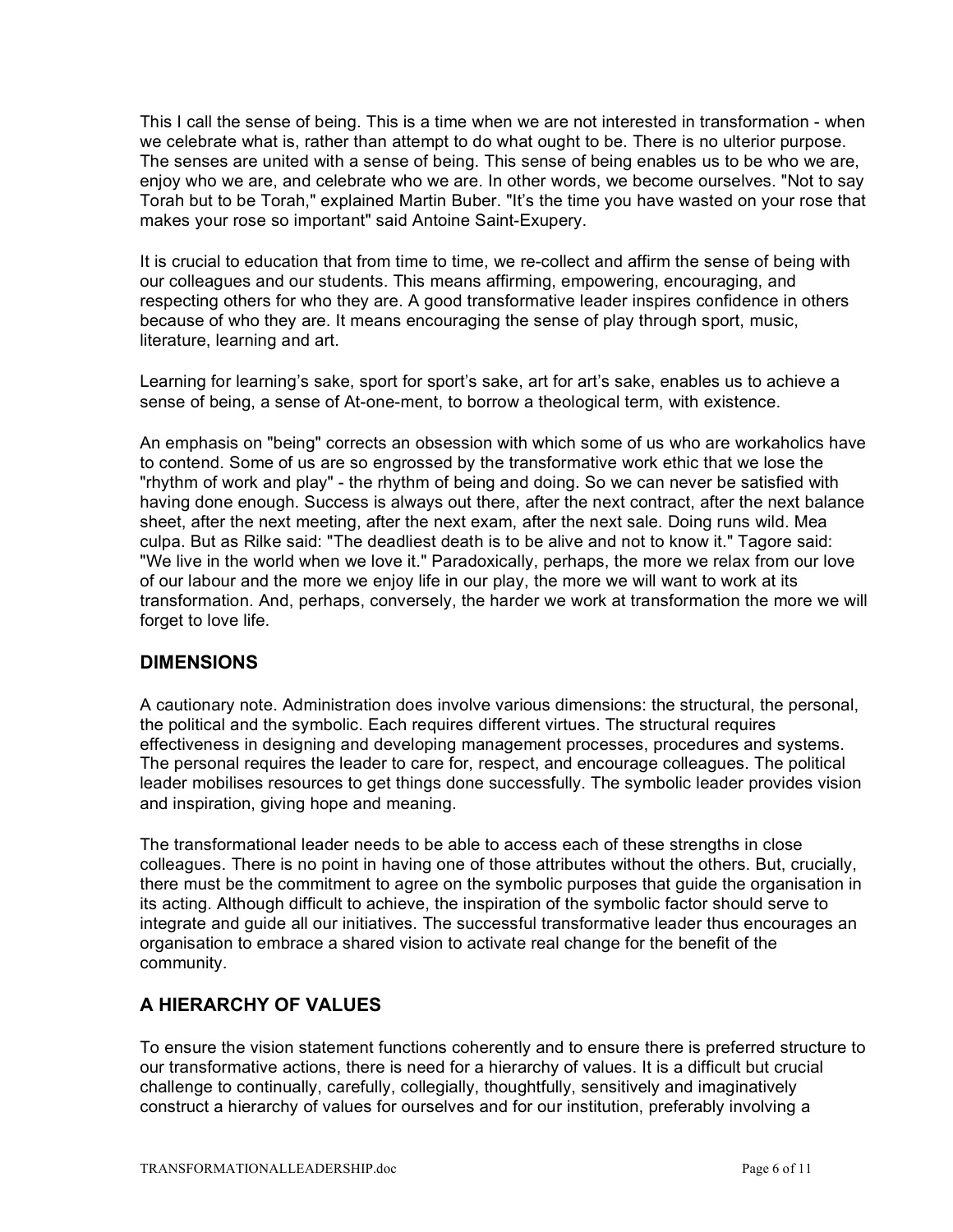This I call the sense of being. This is a time when we are not interested in transformation - when we celebrate what is, rather than attempt to do what ought to be. There is no ulterior purpose. The senses are united with a sense of being. This sense of being enables us to be who we are, enjoy who we are, and celebrate who we are. In other words, we become ourselves. "Not to say Torah but to be Torah," explained Martin Buber. "It's the time you have wasted on your rose that makes your rose so important" said Antoine Saint-Exupery.

It is crucial to education that from time to time, we re-collect and affirm the sense of being with our colleagues and our students. This means affirming, empowering, encouraging, and respecting others for who they are. A good transformative leader inspires confidence in others because of who they are. It means encouraging the sense of play through sport, music, literature, learning and art.

Learning for learning's sake, sport for sport's sake, art for art's sake, enables us to achieve a sense of being, a sense of At-one-ment, to borrow a theological term, with existence.

An emphasis on "being" corrects an obsession with which some of us who are workaholics have to contend. Some of us are so engrossed by the transformative work ethic that we lose the "rhythm of work and play" - the rhythm of being and doing. So we can never be satisfied with having done enough. Success is always out there, after the next contract, after the next balance sheet, after the next meeting, after the next exam, after the next sale. Doing runs wild. Mea culpa. But as Rilke said: "The deadliest death is to be alive and not to know it." Tagore said: "We live in the world when we love it." Paradoxically, perhaps, the more we relax from our love of our labour and the more we enjoy life in our play, the more we will want to work at its transformation. And, perhaps, conversely, the harder we work at transformation the more we will forget to love life.

## DIMENSIONS

A cautionary note. Administration does involve various dimensions: the structural, the personal, the political and the symbolic. Each requires different virtues. The structural requires effectiveness in designing and developing management processes, procedures and systems. The personal requires the leader to care for, respect, and encourage colleagues. The political leader mobilises resources to get things done successfully. The symbolic leader provides vision and inspiration, giving hope and meaning.

The transformational leader needs to be able to access each of these strengths in close colleagues. There is no point in having one of those attributes without the others. But, crucially, there must be the commitment to agree on the symbolic purposes that guide the organisation in its acting. Although difficult to achieve, the inspiration of the symbolic factor should serve to integrate and guide all our initiatives. The successful transformative leader thus encourages an organisation to embrace a shared vision to activate real change for the benefit of the community.

## A HIERARCHY OF VALUES

To ensure the vision statement functions coherently and to ensure there is preferred structure to our transformative actions, there is need for a hierarchy of values. It is a difficult but crucial challenge to continually, carefully, collegially, thoughtfully, sensitively and imaginatively construct a hierarchy of values for ourselves and for our institution, preferably involving a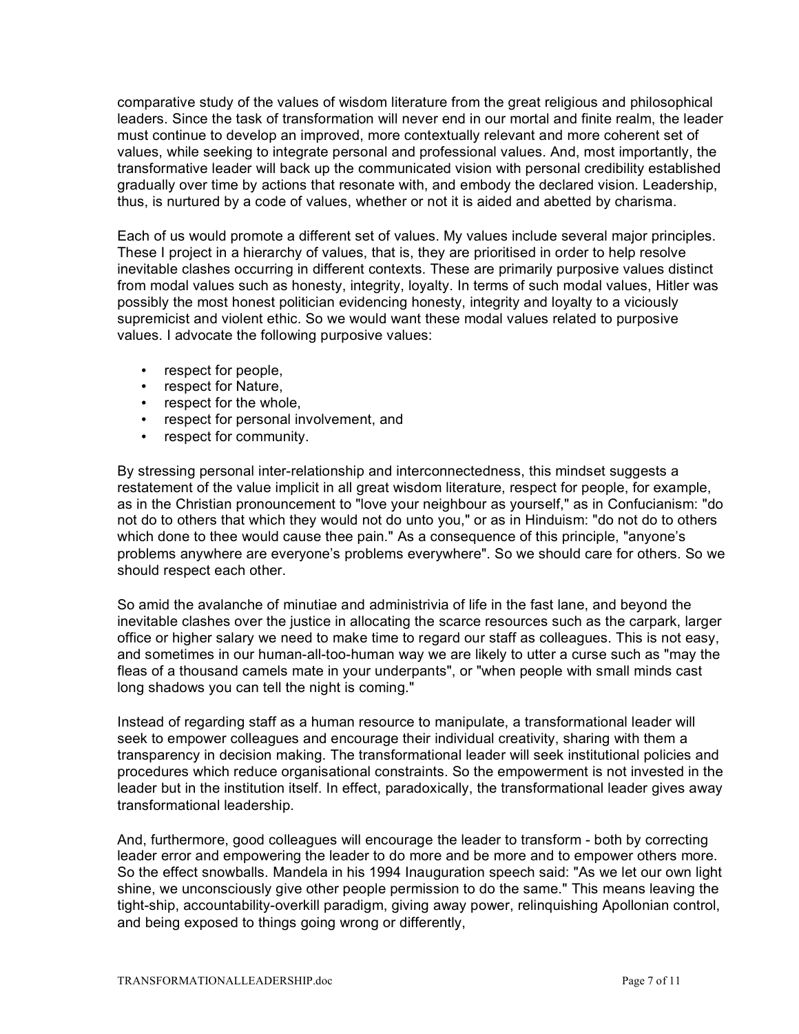comparative study of the values of wisdom literature from the great religious and philosophical leaders. Since the task of transformation will never end in our mortal and finite realm, the leader must continue to develop an improved, more contextually relevant and more coherent set of values, while seeking to integrate personal and professional values. And, most importantly, the transformative leader will back up the communicated vision with personal credibility established gradually over time by actions that resonate with, and embody the declared vision. Leadership, thus, is nurtured by a code of values, whether or not it is aided and abetted by charisma.

Each of us would promote a different set of values. My values include several major principles. These I project in a hierarchy of values, that is, they are prioritised in order to help resolve inevitable clashes occurring in different contexts. These are primarily purposive values distinct from modal values such as honesty, integrity, loyalty. In terms of such modal values, Hitler was possibly the most honest politician evidencing honesty, integrity and loyalty to a viciously supremicist and violent ethic. So we would want these modal values related to purposive values. I advocate the following purposive values:

- respect for people,
- respect for Nature,
- respect for the whole,
- respect for personal involvement, and
- respect for community.

By stressing personal inter-relationship and interconnectedness, this mindset suggests a restatement of the value implicit in all great wisdom literature, respect for people, for example, as in the Christian pronouncement to "love your neighbour as yourself," as in Confucianism: "do not do to others that which they would not do unto you," or as in Hinduism: "do not do to others which done to thee would cause thee pain." As a consequence of this principle, "anyone's problems anywhere are everyone's problems everywhere". So we should care for others. So we should respect each other.

So amid the avalanche of minutiae and administrivia of life in the fast lane, and beyond the inevitable clashes over the justice in allocating the scarce resources such as the carpark, larger office or higher salary we need to make time to regard our staff as colleagues. This is not easy, and sometimes in our human-all-too-human way we are likely to utter a curse such as "may the fleas of a thousand camels mate in your underpants", or "when people with small minds cast long shadows you can tell the night is coming."

Instead of regarding staff as a human resource to manipulate, a transformational leader will seek to empower colleagues and encourage their individual creativity, sharing with them a transparency in decision making. The transformational leader will seek institutional policies and procedures which reduce organisational constraints. So the empowerment is not invested in the leader but in the institution itself. In effect, paradoxically, the transformational leader gives away transformational leadership.

And, furthermore, good colleagues will encourage the leader to transform - both by correcting leader error and empowering the leader to do more and be more and to empower others more. So the effect snowballs. Mandela in his 1994 Inauguration speech said: "As we let our own light shine, we unconsciously give other people permission to do the same." This means leaving the tight-ship, accountability-overkill paradigm, giving away power, relinquishing Apollonian control, and being exposed to things going wrong or differently,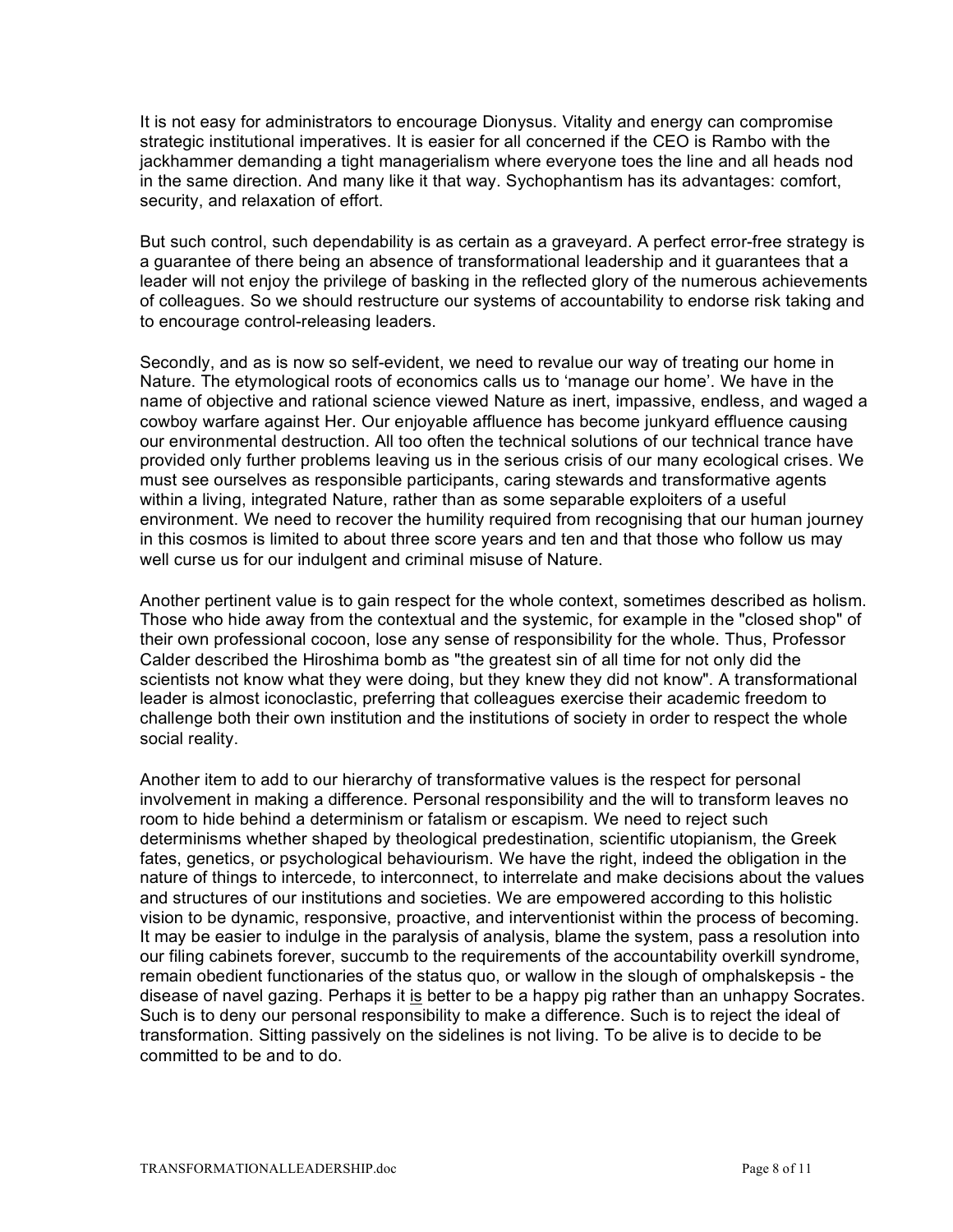It is not easy for administrators to encourage Dionysus. Vitality and energy can compromise strategic institutional imperatives. It is easier for all concerned if the CEO is Rambo with the jackhammer demanding a tight managerialism where everyone toes the line and all heads nod in the same direction. And many like it that way. Sychophantism has its advantages: comfort, security, and relaxation of effort.

But such control, such dependability is as certain as a graveyard. A perfect error-free strategy is a guarantee of there being an absence of transformational leadership and it guarantees that a leader will not enjoy the privilege of basking in the reflected glory of the numerous achievements of colleagues. So we should restructure our systems of accountability to endorse risk taking and to encourage control-releasing leaders.

Secondly, and as is now so self-evident, we need to revalue our way of treating our home in Nature. The etymological roots of economics calls us to 'manage our home'. We have in the name of objective and rational science viewed Nature as inert, impassive, endless, and waged a cowboy warfare against Her. Our enjoyable affluence has become junkyard effluence causing our environmental destruction. All too often the technical solutions of our technical trance have provided only further problems leaving us in the serious crisis of our many ecological crises. We must see ourselves as responsible participants, caring stewards and transformative agents within a living, integrated Nature, rather than as some separable exploiters of a useful environment. We need to recover the humility required from recognising that our human journey in this cosmos is limited to about three score years and ten and that those who follow us may well curse us for our indulgent and criminal misuse of Nature.

Another pertinent value is to gain respect for the whole context, sometimes described as holism. Those who hide away from the contextual and the systemic, for example in the "closed shop" of their own professional cocoon, lose any sense of responsibility for the whole. Thus, Professor Calder described the Hiroshima bomb as "the greatest sin of all time for not only did the scientists not know what they were doing, but they knew they did not know". A transformational leader is almost iconoclastic, preferring that colleagues exercise their academic freedom to challenge both their own institution and the institutions of society in order to respect the whole social reality.

Another item to add to our hierarchy of transformative values is the respect for personal involvement in making a difference. Personal responsibility and the will to transform leaves no room to hide behind a determinism or fatalism or escapism. We need to reject such determinisms whether shaped by theological predestination, scientific utopianism, the Greek fates, genetics, or psychological behaviourism. We have the right, indeed the obligation in the nature of things to intercede, to interconnect, to interrelate and make decisions about the values and structures of our institutions and societies. We are empowered according to this holistic vision to be dynamic, responsive, proactive, and interventionist within the process of becoming. It may be easier to indulge in the paralysis of analysis, blame the system, pass a resolution into our filing cabinets forever, succumb to the requirements of the accountability overkill syndrome, remain obedient functionaries of the status quo, or wallow in the slough of omphalskepsis - the disease of navel gazing. Perhaps it <u>is</u> better to be a happy pig rather than an unhappy Socrates. Such is to deny our personal responsibility to make a difference. Such is to reject the ideal of transformation. Sitting passively on the sidelines is not living. To be alive is to decide to be committed to be and to do.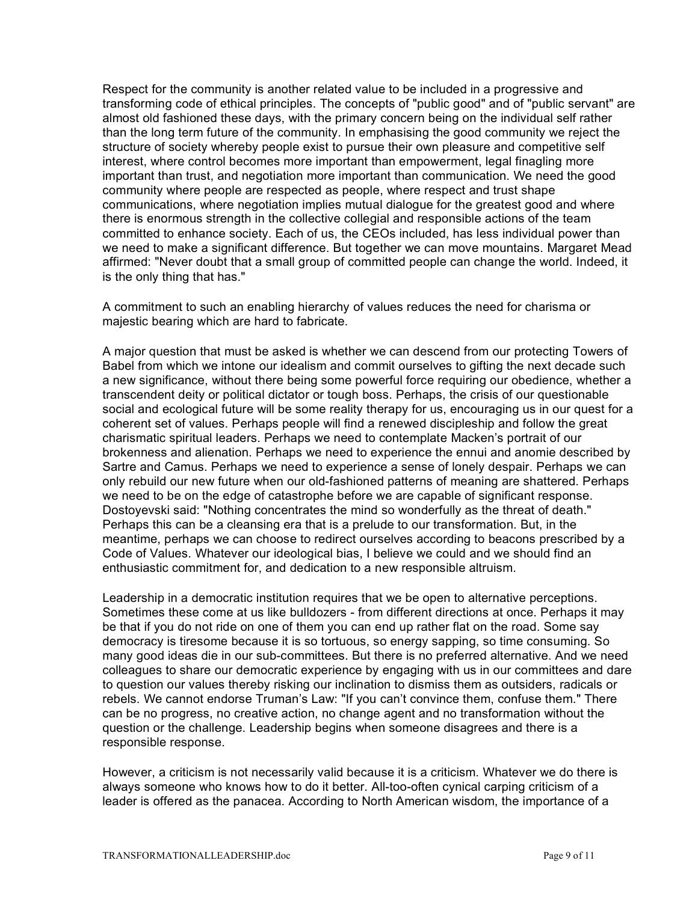Respect for the community is another related value to be included in a progressive and transforming code of ethical principles. The concepts of "public good" and of "public servant" are almost old fashioned these days, with the primary concern being on the individual self rather than the long term future of the community. In emphasising the good community we reject the structure of society whereby people exist to pursue their own pleasure and competitive self interest, where control becomes more important than empowerment, legal finagling more important than trust, and negotiation more important than communication. We need the good community where people are respected as people, where respect and trust shape communications, where negotiation implies mutual dialogue for the greatest good and where there is enormous strength in the collective collegial and responsible actions of the team committed to enhance society. Each of us, the CEOs included, has less individual power than we need to make a significant difference. But together we can move mountains. Margaret Mead affirmed: "Never doubt that a small group of committed people can change the world. Indeed, it is the only thing that has."

A commitment to such an enabling hierarchy of values reduces the need for charisma or majestic bearing which are hard to fabricate.

A major question that must be asked is whether we can descend from our protecting Towers of Babel from which we intone our idealism and commit ourselves to gifting the next decade such a new significance, without there being some powerful force requiring our obedience, whether a transcendent deity or political dictator or tough boss. Perhaps, the crisis of our questionable social and ecological future will be some reality therapy for us, encouraging us in our quest for a coherent set of values. Perhaps people will find a renewed discipleship and follow the great charismatic spiritual leaders. Perhaps we need to contemplate Macken's portrait of our brokenness and alienation. Perhaps we need to experience the ennui and anomie described by Sartre and Camus. Perhaps we need to experience a sense of lonely despair. Perhaps we can only rebuild our new future when our old-fashioned patterns of meaning are shattered. Perhaps we need to be on the edge of catastrophe before we are capable of significant response. Dostoyevski said: "Nothing concentrates the mind so wonderfully as the threat of death." Perhaps this can be a cleansing era that is a prelude to our transformation. But, in the meantime, perhaps we can choose to redirect ourselves according to beacons prescribed by a Code of Values. Whatever our ideological bias, I believe we could and we should find an enthusiastic commitment for, and dedication to a new responsible altruism.

Leadership in a democratic institution requires that we be open to alternative perceptions. Sometimes these come at us like bulldozers - from different directions at once. Perhaps it may be that if you do not ride on one of them you can end up rather flat on the road. Some say democracy is tiresome because it is so tortuous, so energy sapping, so time consuming. So many good ideas die in our sub-committees. But there is no preferred alternative. And we need colleagues to share our democratic experience by engaging with us in our committees and dare to question our values thereby risking our inclination to dismiss them as outsiders, radicals or rebels. We cannot endorse Truman's Law: "If you can't convince them, confuse them." There can be no progress, no creative action, no change agent and no transformation without the question or the challenge. Leadership begins when someone disagrees and there is a responsible response.

However, a criticism is not necessarily valid because it is a criticism. Whatever we do there is always someone who knows how to do it better. All-too-often cynical carping criticism of a leader is offered as the panacea. According to North American wisdom, the importance of a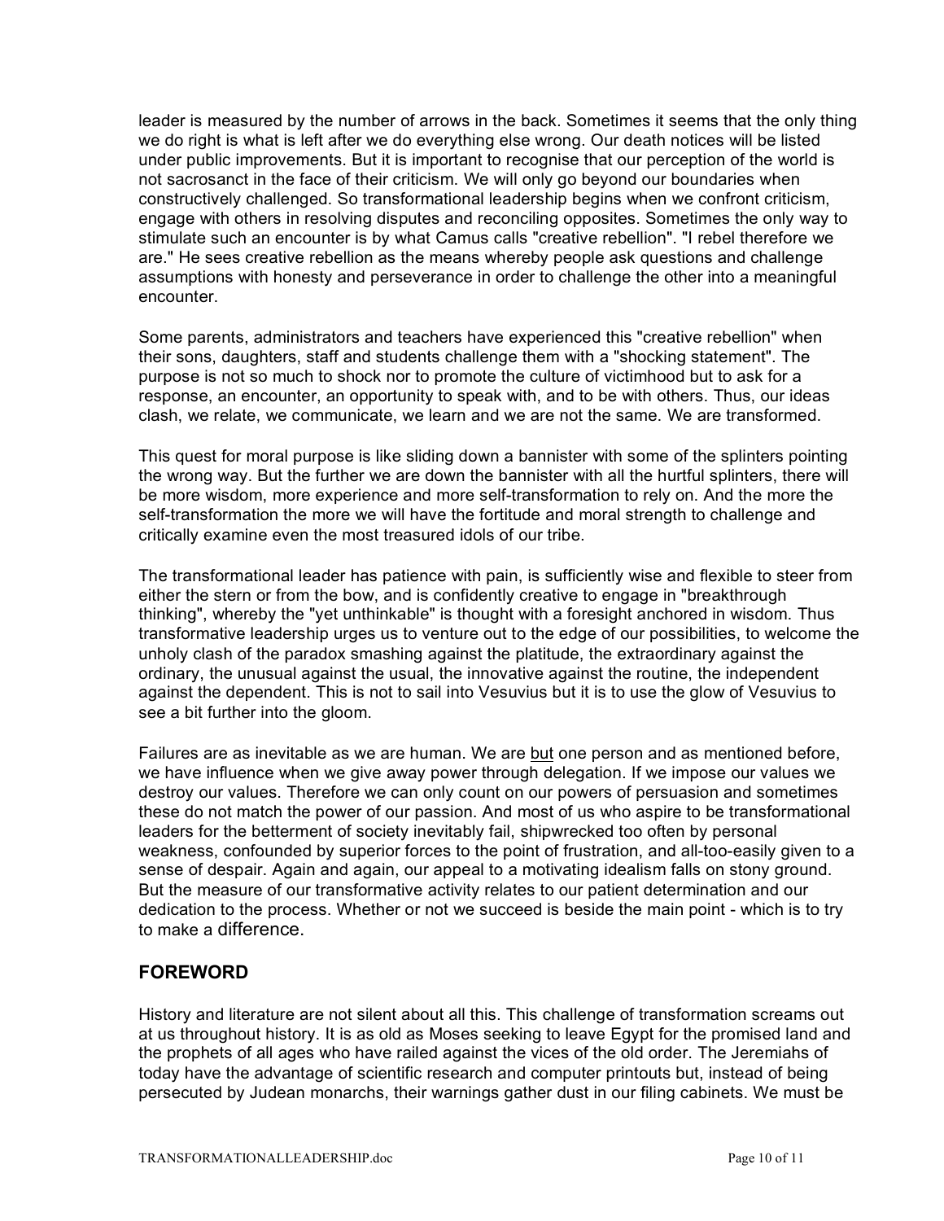leader is measured by the number of arrows in the back. Sometimes it seems that the only thing we do right is what is left after we do everything else wrong. Our death notices will be listed under public improvements. But it is important to recognise that our perception of the world is not sacrosanct in the face of their criticism. We will only go beyond our boundaries when constructively challenged. So transformational leadership begins when we confront criticism, engage with others in resolving disputes and reconciling opposites. Sometimes the only way to stimulate such an encounter is by what Camus calls "creative rebellion". "I rebel therefore we are." He sees creative rebellion as the means whereby people ask questions and challenge assumptions with honesty and perseverance in order to challenge the other into a meaningful encounter.

Some parents, administrators and teachers have experienced this "creative rebellion" when their sons, daughters, staff and students challenge them with a "shocking statement". The purpose is not so much to shock nor to promote the culture of victimhood but to ask for a response, an encounter, an opportunity to speak with, and to be with others. Thus, our ideas clash, we relate, we communicate, we learn and we are not the same. We are transformed.

This quest for moral purpose is like sliding down a bannister with some of the splinters pointing the wrong way. But the further we are down the bannister with all the hurtful splinters, there will be more wisdom, more experience and more self-transformation to rely on. And the more the self-transformation the more we will have the fortitude and moral strength to challenge and critically examine even the most treasured idols of our tribe.

The transformational leader has patience with pain, is sufficiently wise and flexible to steer from either the stern or from the bow, and is confidently creative to engage in "breakthrough thinking", whereby the "yet unthinkable" is thought with a foresight anchored in wisdom. Thus transformative leadership urges us to venture out to the edge of our possibilities, to welcome the unholy clash of the paradox smashing against the platitude, the extraordinary against the ordinary, the unusual against the usual, the innovative against the routine, the independent against the dependent. This is not to sail into Vesuvius but it is to use the glow of Vesuvius to see a bit further into the gloom.

Failures are as inevitable as we are human. We are <u>but</u> one person and as mentioned before, we have influence when we give away power through delegation. If we impose our values we destroy our values. Therefore we can only count on our powers of persuasion and sometimes these do not match the power of our passion. And most of us who aspire to be transformational leaders for the betterment of society inevitably fail, shipwrecked too often by personal weakness, confounded by superior forces to the point of frustration, and all-too-easily given to a sense of despair. Again and again, our appeal to a motivating idealism falls on stony ground. But the measure of our transformative activity relates to our patient determination and our dedication to the process. Whether or not we succeed is beside the main point - which is to try to make a difference.

## FOREWORD

History and literature are not silent about all this. This challenge of transformation screams out at us throughout history. It is as old as Moses seeking to leave Egypt for the promised land and the prophets of all ages who have railed against the vices of the old order. The Jeremiahs of today have the advantage of scientific research and computer printouts but, instead of being persecuted by Judean monarchs, their warnings gather dust in our filing cabinets. We must be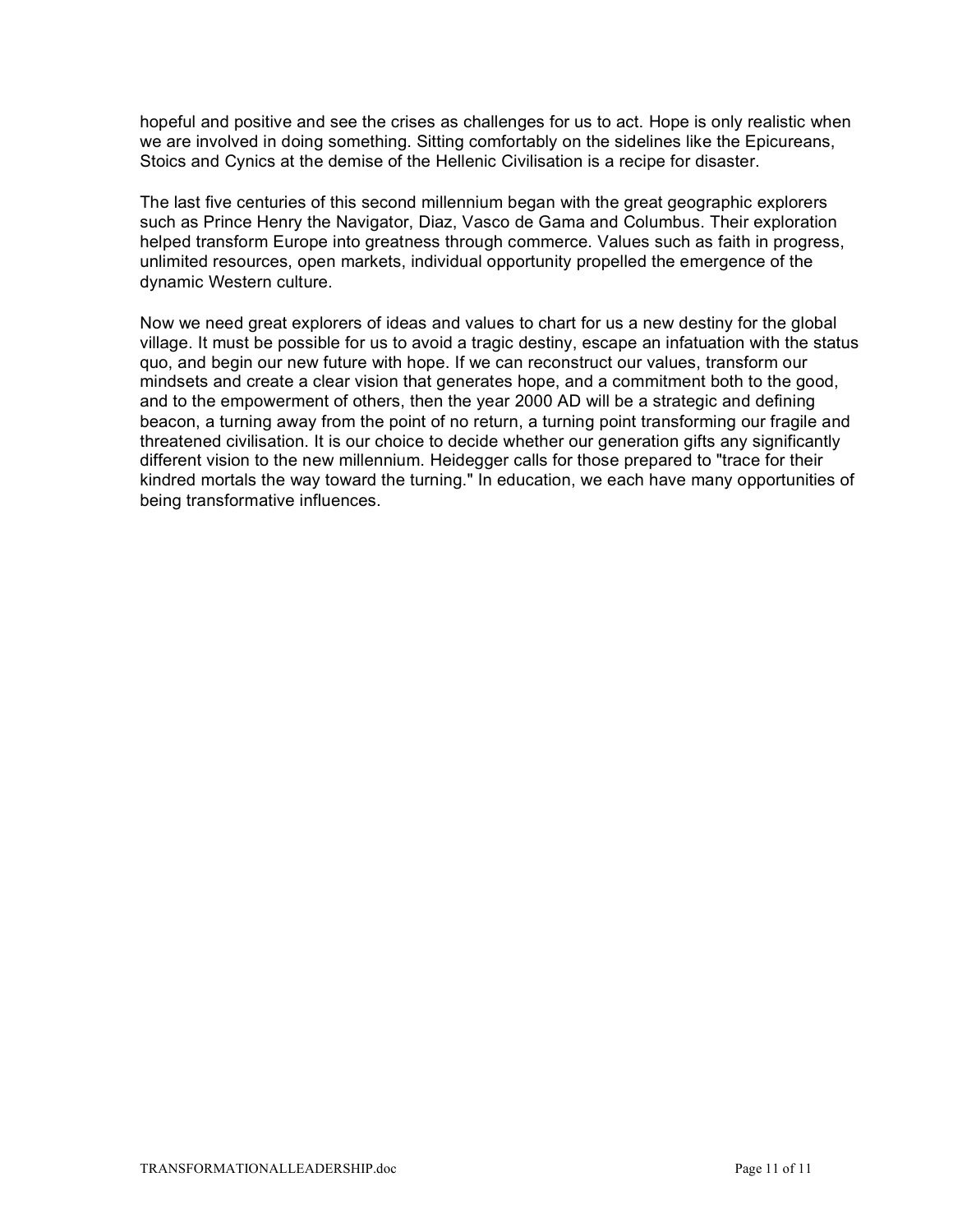hopeful and positive and see the crises as challenges for us to act. Hope is only realistic when we are involved in doing something. Sitting comfortably on the sidelines like the Epicureans, Stoics and Cynics at the demise of the Hellenic Civilisation is a recipe for disaster.

The last five centuries of this second millennium began with the great geographic explorers such as Prince Henry the Navigator, Diaz, Vasco de Gama and Columbus. Their exploration helped transform Europe into greatness through commerce. Values such as faith in progress, unlimited resources, open markets, individual opportunity propelled the emergence of the dynamic Western culture.

Now we need great explorers of ideas and values to chart for us a new destiny for the global village. It must be possible for us to avoid a tragic destiny, escape an infatuation with the status quo, and begin our new future with hope. If we can reconstruct our values, transform our mindsets and create a clear vision that generates hope, and a commitment both to the good, and to the empowerment of others, then the year 2000 AD will be a strategic and defining beacon, a turning away from the point of no return, a turning point transforming our fragile and threatened civilisation. It is our choice to decide whether our generation gifts any significantly different vision to the new millennium. Heidegger calls for those prepared to "trace for their kindred mortals the way toward the turning." In education, we each have many opportunities of being transformative influences.